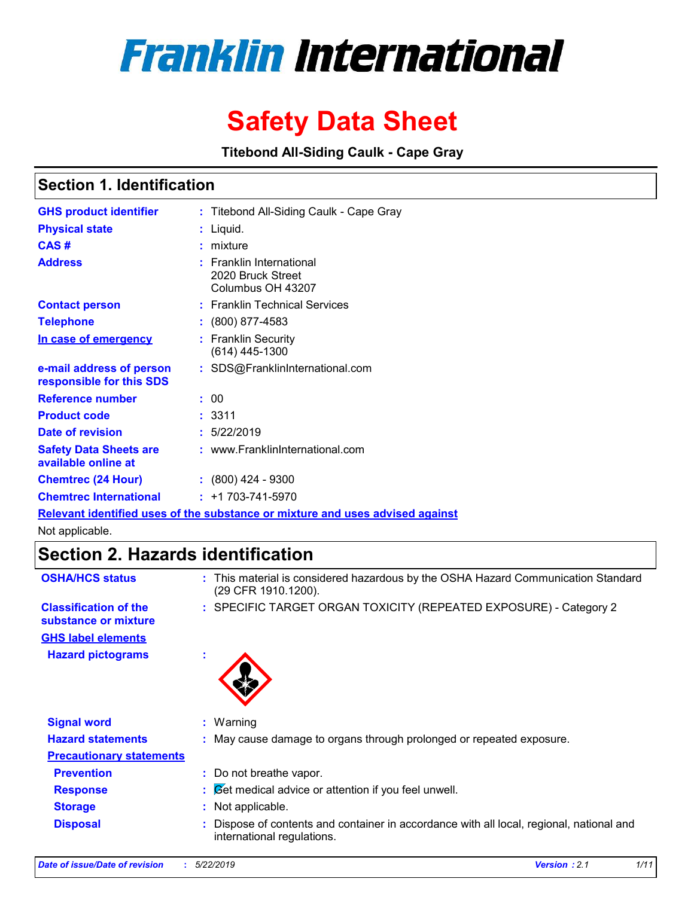# Franklin International

# Safety Data Sheet

**Titebond All-Siding Caulk - Cape Gray**

## Section 1. Identification

| | | |
|---|---|---|
| **GHS product identifier** | : | Titebond All-Siding Caulk - Cape Gray |
| **Physical state** | : | Liquid. |
| **CAS #** | : | mixture |
| **Address** | : | Franklin International<br>2020 Bruck Street<br>Columbus OH 43207 |
| **Contact person** | : | Franklin Technical Services |
| **Telephone** | : | (800) 877-4583 |
| **In case of emergency** | : | Franklin Security<br>(614) 445-1300 |
| **e-mail address of person responsible for this SDS** | : | SDS@FranklinInternational.com |
| **Reference number** | : | 00 |
| **Product code** | : | 3311 |
| **Date of revision** | : | 5/22/2019 |
| **Safety Data Sheets are available online at** | : | www.FranklinInternational.com |
| **Chemtrec (24 Hour)** | : | (800) 424 - 9300 |
| **Chemtrec International** | : | +1 703-741-5970 |

**Relevant identified uses of the substance or mixture and uses advised against**

Not applicable.

## Section 2. Hazards identification

| | | |
|---|---|---|
| **OSHA/HCS status** | : | This material is considered hazardous by the OSHA Hazard Communication Standard (29 CFR 1910.1200). |
| **Classification of the substance or mixture** | : | SPECIFIC TARGET ORGAN TOXICITY (REPEATED EXPOSURE) - Category 2 |

**GHS label elements**

| | | |
|---|---|---|
| **Hazard pictograms** | : | |
| **Signal word** | : | Warning |
| **Hazard statements** | : | May cause damage to organs through prolonged or repeated exposure. |

**Precautionary statements**

| | | |
|---|---|---|
| **Prevention** | : | Do not breathe vapor. |
| **Response** | : | Get medical advice or attention if you feel unwell. |
| **Storage** | : | Not applicable. |
| **Disposal** | : | Dispose of contents and container in accordance with all local, regional, national and international regulations. |

*Date of issue/Date of revision* : *5/22/2019* *Version : 2.1*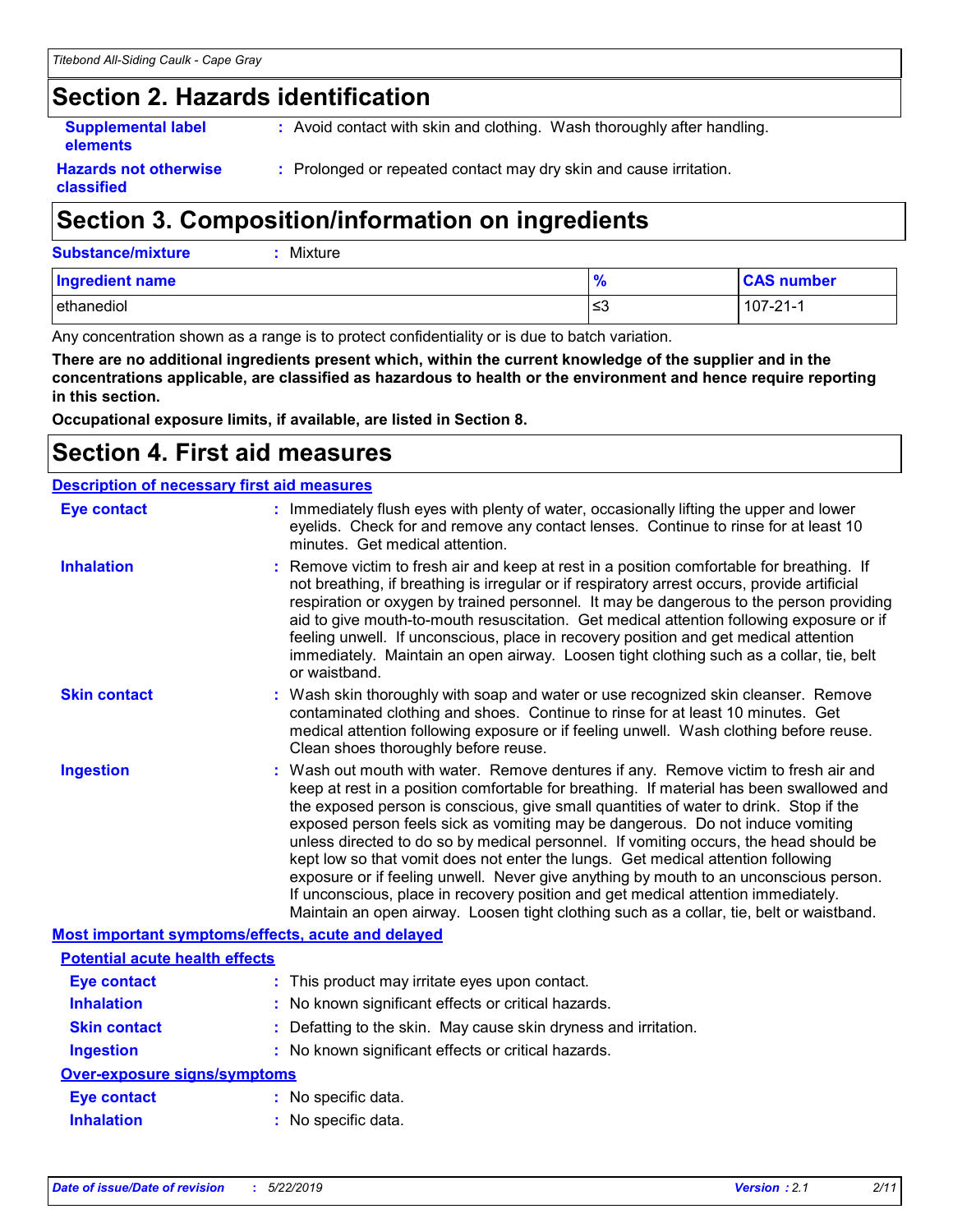## Section 2. Hazards identification

**Supplemental label elements** : Avoid contact with skin and clothing. Wash thoroughly after handling.

**Hazards not otherwise classified** : Prolonged or repeated contact may dry skin and cause irritation.

## Section 3. Composition/information on ingredients

**Substance/mixture** : Mixture

| Ingredient name | % | CAS number |
|---|---|---|
| ethanediol | ≤3 | 107-21-1 |

Any concentration shown as a range is to protect confidentiality or is due to batch variation.

**There are no additional ingredients present which, within the current knowledge of the supplier and in the concentrations applicable, are classified as hazardous to health or the environment and hence require reporting in this section.**

**Occupational exposure limits, if available, are listed in Section 8.**

## Section 4. First aid measures

### Description of necessary first aid measures

**Eye contact** : Immediately flush eyes with plenty of water, occasionally lifting the upper and lower eyelids. Check for and remove any contact lenses. Continue to rinse for at least 10 minutes. Get medical attention.

**Inhalation** : Remove victim to fresh air and keep at rest in a position comfortable for breathing. If not breathing, if breathing is irregular or if respiratory arrest occurs, provide artificial respiration or oxygen by trained personnel. It may be dangerous to the person providing aid to give mouth-to-mouth resuscitation. Get medical attention following exposure or if feeling unwell. If unconscious, place in recovery position and get medical attention immediately. Maintain an open airway. Loosen tight clothing such as a collar, tie, belt or waistband.

**Skin contact** : Wash skin thoroughly with soap and water or use recognized skin cleanser. Remove contaminated clothing and shoes. Continue to rinse for at least 10 minutes. Get medical attention following exposure or if feeling unwell. Wash clothing before reuse. Clean shoes thoroughly before reuse.

**Ingestion** : Wash out mouth with water. Remove dentures if any. Remove victim to fresh air and keep at rest in a position comfortable for breathing. If material has been swallowed and the exposed person is conscious, give small quantities of water to drink. Stop if the exposed person feels sick as vomiting may be dangerous. Do not induce vomiting unless directed to do so by medical personnel. If vomiting occurs, the head should be kept low so that vomit does not enter the lungs. Get medical attention following exposure or if feeling unwell. Never give anything by mouth to an unconscious person. If unconscious, place in recovery position and get medical attention immediately. Maintain an open airway. Loosen tight clothing such as a collar, tie, belt or waistband.

### Most important symptoms/effects, acute and delayed

#### Potential acute health effects

**Eye contact** : This product may irritate eyes upon contact.

**Inhalation** : No known significant effects or critical hazards.

**Skin contact** : Defatting to the skin. May cause skin dryness and irritation.

**Ingestion** : No known significant effects or critical hazards.

#### Over-exposure signs/symptoms

**Eye contact** : No specific data.

**Inhalation** : No specific data.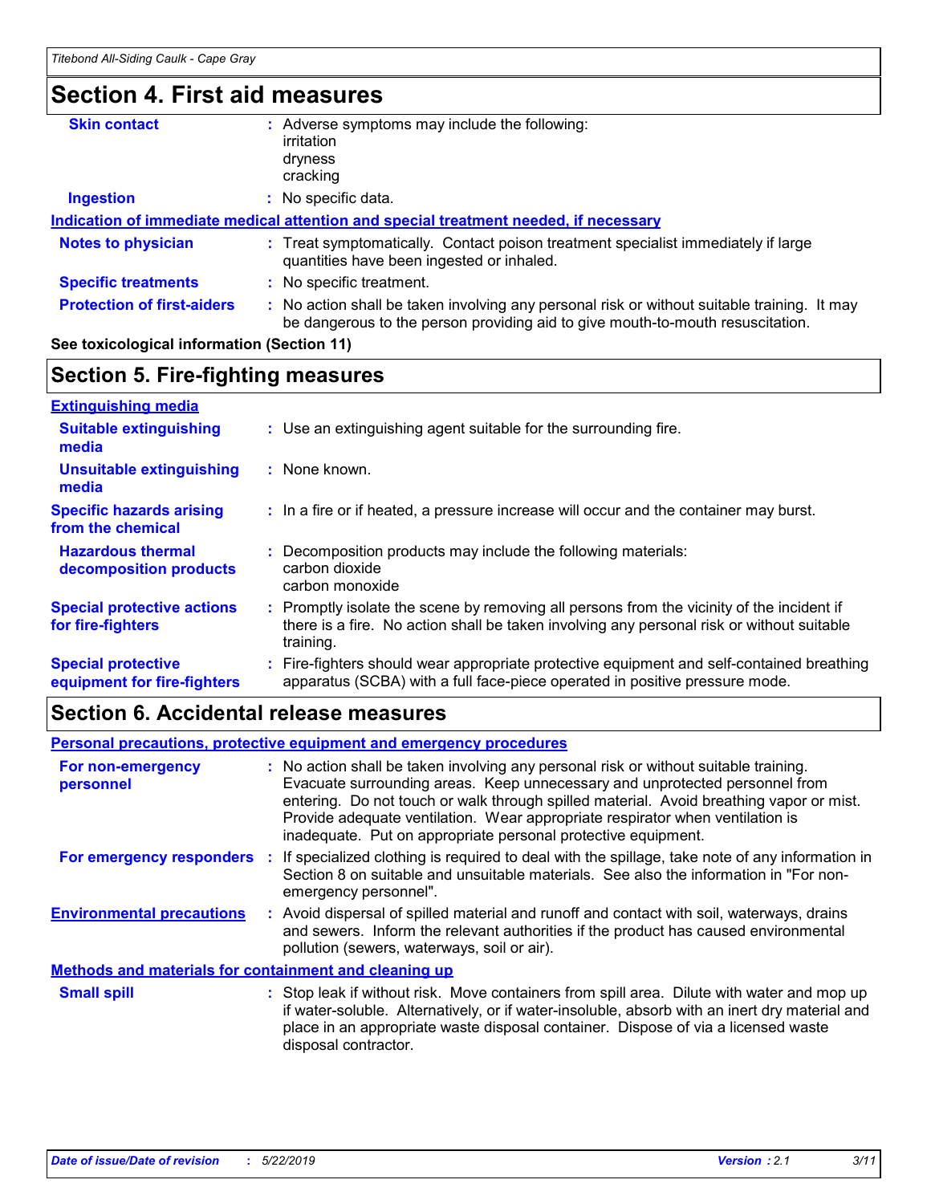## Section 4. First aid measures

**Skin contact** : Adverse symptoms may include the following:
irritation
dryness
cracking

**Ingestion** : No specific data.

**Indication of immediate medical attention and special treatment needed, if necessary**

**Notes to physician** : Treat symptomatically. Contact poison treatment specialist immediately if large quantities have been ingested or inhaled.

**Specific treatments** : No specific treatment.

**Protection of first-aiders** : No action shall be taken involving any personal risk or without suitable training. It may be dangerous to the person providing aid to give mouth-to-mouth resuscitation.

**See toxicological information (Section 11)**

## Section 5. Fire-fighting measures

**Extinguishing media**

**Suitable extinguishing media** : Use an extinguishing agent suitable for the surrounding fire.

**Unsuitable extinguishing media** : None known.

**Specific hazards arising from the chemical** : In a fire or if heated, a pressure increase will occur and the container may burst.

**Hazardous thermal decomposition products** : Decomposition products may include the following materials:
carbon dioxide
carbon monoxide

**Special protective actions for fire-fighters** : Promptly isolate the scene by removing all persons from the vicinity of the incident if there is a fire. No action shall be taken involving any personal risk or without suitable training.

**Special protective equipment for fire-fighters** : Fire-fighters should wear appropriate protective equipment and self-contained breathing apparatus (SCBA) with a full face-piece operated in positive pressure mode.

## Section 6. Accidental release measures

**Personal precautions, protective equipment and emergency procedures**

**For non-emergency personnel** : No action shall be taken involving any personal risk or without suitable training. Evacuate surrounding areas. Keep unnecessary and unprotected personnel from entering. Do not touch or walk through spilled material. Avoid breathing vapor or mist. Provide adequate ventilation. Wear appropriate respirator when ventilation is inadequate. Put on appropriate personal protective equipment.

**For emergency responders** : If specialized clothing is required to deal with the spillage, take note of any information in Section 8 on suitable and unsuitable materials. See also the information in "For non-emergency personnel".

**Environmental precautions** : Avoid dispersal of spilled material and runoff and contact with soil, waterways, drains and sewers. Inform the relevant authorities if the product has caused environmental pollution (sewers, waterways, soil or air).

**Methods and materials for containment and cleaning up**

**Small spill** : Stop leak if without risk. Move containers from spill area. Dilute with water and mop up if water-soluble. Alternatively, or if water-insoluble, absorb with an inert dry material and place in an appropriate waste disposal container. Dispose of via a licensed waste disposal contractor.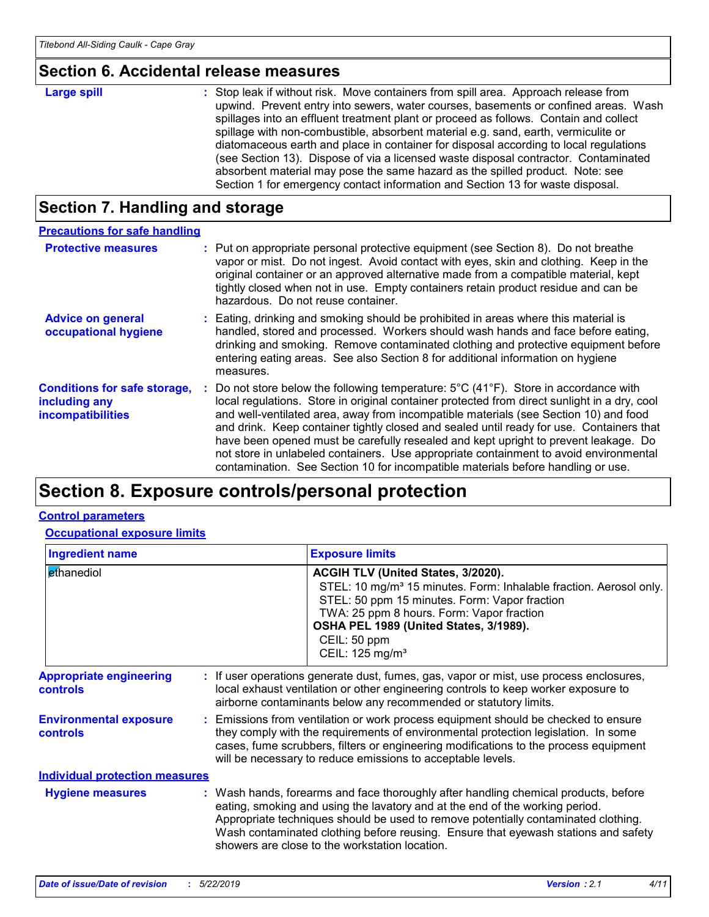## Section 6. Accidental release measures

**Large spill** : Stop leak if without risk. Move containers from spill area. Approach release from upwind. Prevent entry into sewers, water courses, basements or confined areas. Wash spillages into an effluent treatment plant or proceed as follows. Contain and collect spillage with non-combustible, absorbent material e.g. sand, earth, vermiculite or diatomaceous earth and place in container for disposal according to local regulations (see Section 13). Dispose of via a licensed waste disposal contractor. Contaminated absorbent material may pose the same hazard as the spilled product. Note: see Section 1 for emergency contact information and Section 13 for waste disposal.

## Section 7. Handling and storage

### Precautions for safe handling

**Protective measures** : Put on appropriate personal protective equipment (see Section 8). Do not breathe vapor or mist. Do not ingest. Avoid contact with eyes, skin and clothing. Keep in the original container or an approved alternative made from a compatible material, kept tightly closed when not in use. Empty containers retain product residue and can be hazardous. Do not reuse container.

**Advice on general occupational hygiene** : Eating, drinking and smoking should be prohibited in areas where this material is handled, stored and processed. Workers should wash hands and face before eating, drinking and smoking. Remove contaminated clothing and protective equipment before entering eating areas. See also Section 8 for additional information on hygiene measures.

**Conditions for safe storage, including any incompatibilities** : Do not store below the following temperature: 5°C (41°F). Store in accordance with local regulations. Store in original container protected from direct sunlight in a dry, cool and well-ventilated area, away from incompatible materials (see Section 10) and food and drink. Keep container tightly closed and sealed until ready for use. Containers that have been opened must be carefully resealed and kept upright to prevent leakage. Do not store in unlabeled containers. Use appropriate containment to avoid environmental contamination. See Section 10 for incompatible materials before handling or use.

## Section 8. Exposure controls/personal protection

### Control parameters

#### Occupational exposure limits

| Ingredient name | Exposure limits |
|---|---|
| ethanediol | **ACGIH TLV (United States, 3/2020).**<br>STEL: 10 mg/m³ 15 minutes. Form: Inhalable fraction. Aerosol only.<br>STEL: 50 ppm 15 minutes. Form: Vapor fraction<br>TWA: 25 ppm 8 hours. Form: Vapor fraction<br>**OSHA PEL 1989 (United States, 3/1989).**<br>CEIL: 50 ppm<br>CEIL: 125 mg/m³ |

**Appropriate engineering controls** : If user operations generate dust, fumes, gas, vapor or mist, use process enclosures, local exhaust ventilation or other engineering controls to keep worker exposure to airborne contaminants below any recommended or statutory limits.

**Environmental exposure controls** : Emissions from ventilation or work process equipment should be checked to ensure they comply with the requirements of environmental protection legislation. In some cases, fume scrubbers, filters or engineering modifications to the process equipment will be necessary to reduce emissions to acceptable levels.

### Individual protection measures

**Hygiene measures** : Wash hands, forearms and face thoroughly after handling chemical products, before eating, smoking and using the lavatory and at the end of the working period. Appropriate techniques should be used to remove potentially contaminated clothing. Wash contaminated clothing before reusing. Ensure that eyewash stations and safety showers are close to the workstation location.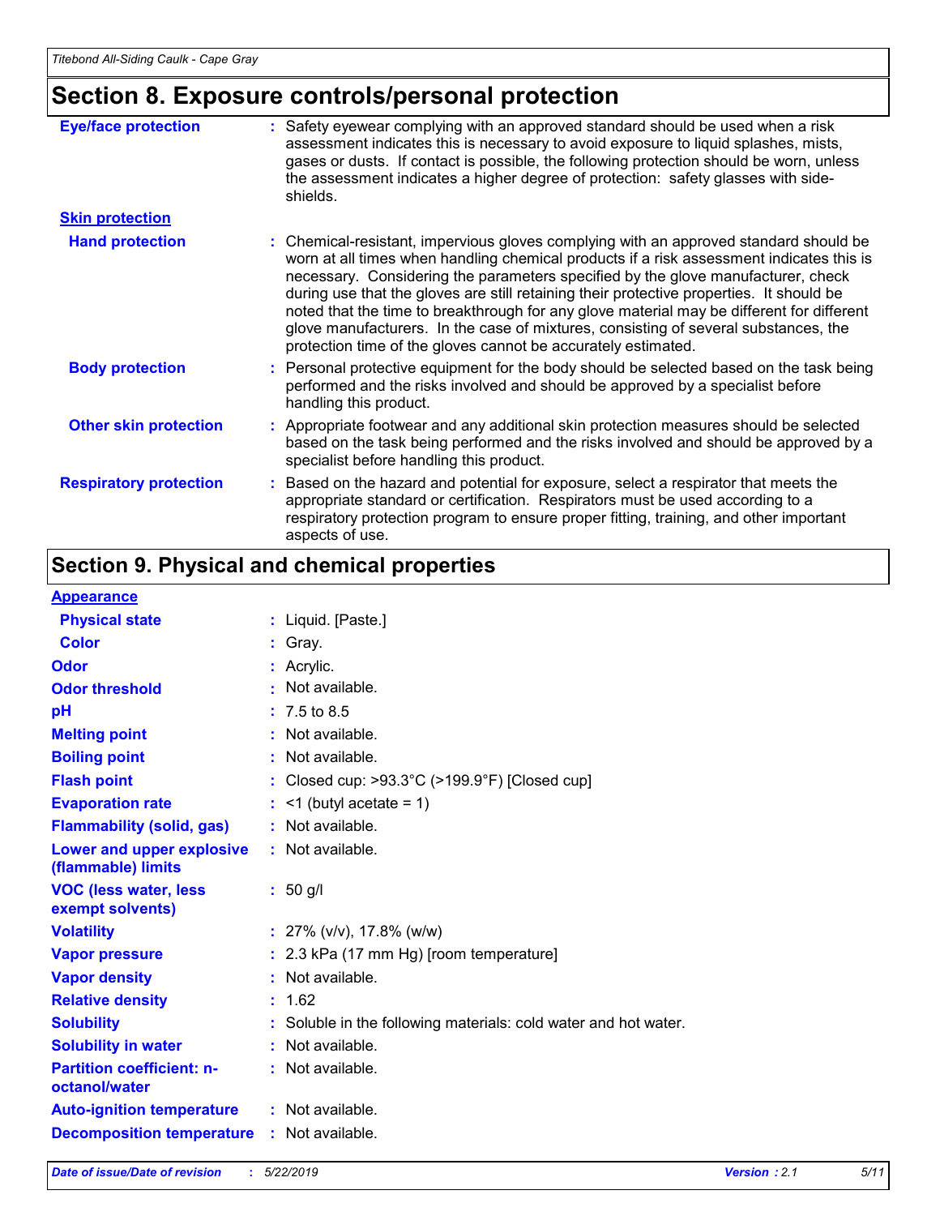## Section 8. Exposure controls/personal protection

| | |
|---|---|
| **Eye/face protection** | Safety eyewear complying with an approved standard should be used when a risk assessment indicates this is necessary to avoid exposure to liquid splashes, mists, gases or dusts. If contact is possible, the following protection should be worn, unless the assessment indicates a higher degree of protection: safety glasses with side-shields. |
| **Skin protection** | |
| **Hand protection** | Chemical-resistant, impervious gloves complying with an approved standard should be worn at all times when handling chemical products if a risk assessment indicates this is necessary. Considering the parameters specified by the glove manufacturer, check during use that the gloves are still retaining their protective properties. It should be noted that the time to breakthrough for any glove material may be different for different glove manufacturers. In the case of mixtures, consisting of several substances, the protection time of the gloves cannot be accurately estimated. |
| **Body protection** | Personal protective equipment for the body should be selected based on the task being performed and the risks involved and should be approved by a specialist before handling this product. |
| **Other skin protection** | Appropriate footwear and any additional skin protection measures should be selected based on the task being performed and the risks involved and should be approved by a specialist before handling this product. |
| **Respiratory protection** | Based on the hazard and potential for exposure, select a respirator that meets the appropriate standard or certification. Respirators must be used according to a respiratory protection program to ensure proper fitting, training, and other important aspects of use. |

## Section 9. Physical and chemical properties

| | |
|---|---|
| **Appearance** | |
| **Physical state** | Liquid. [Paste.] |
| **Color** | Gray. |
| **Odor** | Acrylic. |
| **Odor threshold** | Not available. |
| **pH** | 7.5 to 8.5 |
| **Melting point** | Not available. |
| **Boiling point** | Not available. |
| **Flash point** | Closed cup: >93.3°C (>199.9°F) [Closed cup] |
| **Evaporation rate** | <1 (butyl acetate = 1) |
| **Flammability (solid, gas)** | Not available. |
| **Lower and upper explosive (flammable) limits** | Not available. |
| **VOC (less water, less exempt solvents)** | 50 g/l |
| **Volatility** | 27% (v/v), 17.8% (w/w) |
| **Vapor pressure** | 2.3 kPa (17 mm Hg) [room temperature] |
| **Vapor density** | Not available. |
| **Relative density** | 1.62 |
| **Solubility** | Soluble in the following materials: cold water and hot water. |
| **Solubility in water** | Not available. |
| **Partition coefficient: n-octanol/water** | Not available. |
| **Auto-ignition temperature** | Not available. |
| **Decomposition temperature** | Not available. |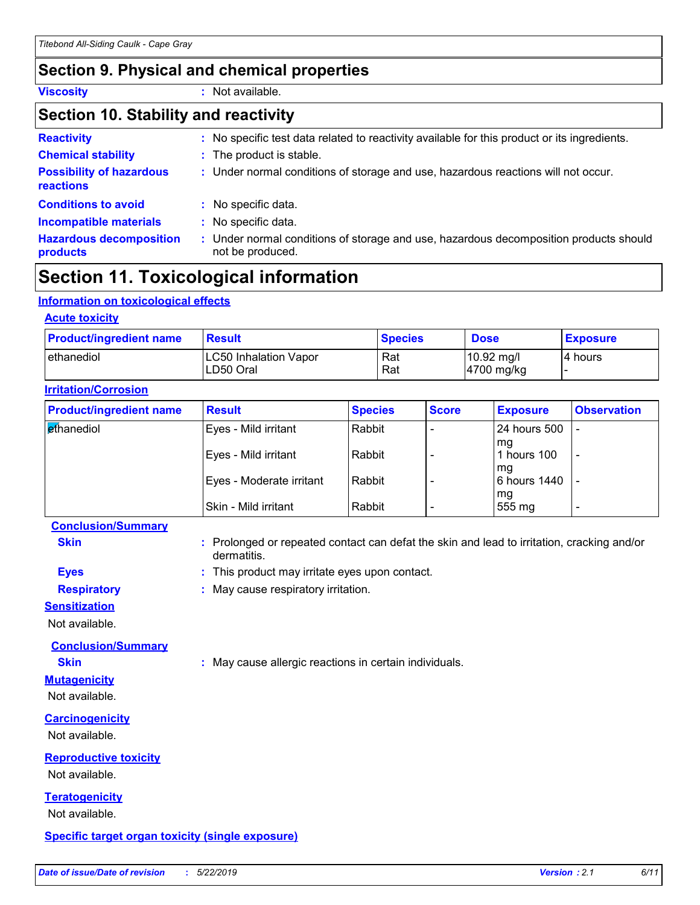## Section 9. Physical and chemical properties

**Viscosity** : Not available.

## Section 10. Stability and reactivity

**Reactivity** : No specific test data related to reactivity available for this product or its ingredients.

**Chemical stability** : The product is stable.

**Possibility of hazardous reactions** : Under normal conditions of storage and use, hazardous reactions will not occur.

**Conditions to avoid** : No specific data.

**Incompatible materials** : No specific data.

**Hazardous decomposition products** : Under normal conditions of storage and use, hazardous decomposition products should not be produced.

## Section 11. Toxicological information

### Information on toxicological effects

#### Acute toxicity

| Product/ingredient name | Result | Species | Dose | Exposure |
|---|---|---|---|---|
| ethanediol | LC50 Inhalation Vapor<br>LD50 Oral | Rat<br>Rat | 10.92 mg/l<br>4700 mg/kg | 4 hours<br>- |

#### Irritation/Corrosion

| Product/ingredient name | Result | Species | Score | Exposure | Observation |
|---|---|---|---|---|---|
| ethanediol | Eyes - Mild irritant | Rabbit | - | 24 hours 500 mg | - |
| | Eyes - Mild irritant | Rabbit | - | 1 hours 100 mg | - |
| | Eyes - Moderate irritant | Rabbit | - | 6 hours 1440 mg | - |
| | Skin - Mild irritant | Rabbit | - | 555 mg | - |

**Conclusion/Summary**

**Skin** : Prolonged or repeated contact can defat the skin and lead to irritation, cracking and/or dermatitis.

**Eyes** : This product may irritate eyes upon contact.

**Respiratory** : May cause respiratory irritation.

#### Sensitization

Not available.

**Conclusion/Summary**

**Skin** : May cause allergic reactions in certain individuals.

#### Mutagenicity

Not available.

#### Carcinogenicity

Not available.

#### Reproductive toxicity

Not available.

#### Teratogenicity

Not available.

#### Specific target organ toxicity (single exposure)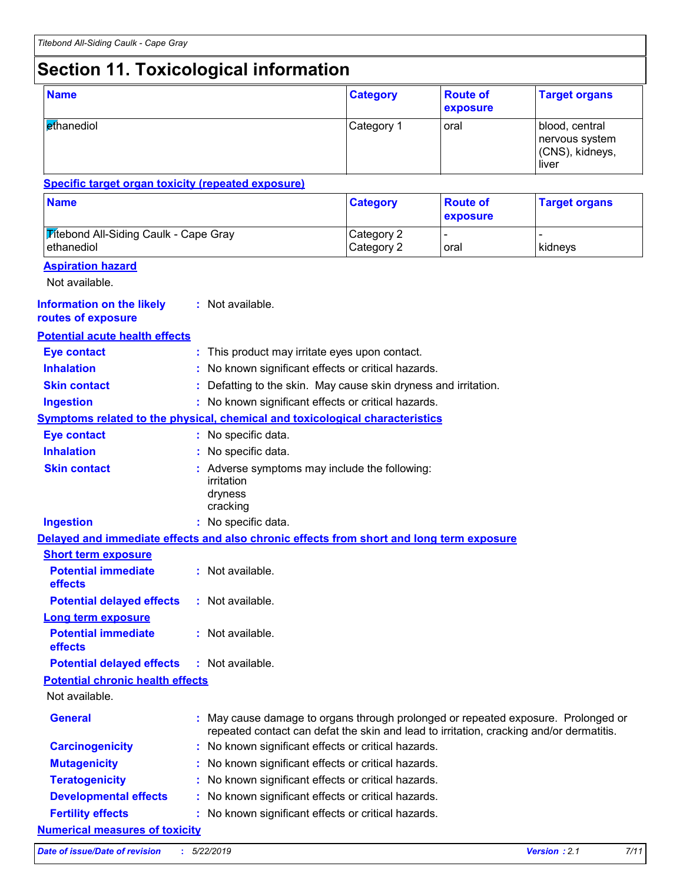# Section 11. Toxicological information

| Name | Category | Route of exposure | Target organs |
| --- | --- | --- | --- |
| ethanediol | Category 1 | oral | blood, central nervous system (CNS), kidneys, liver |

**Specific target organ toxicity (repeated exposure)**

| Name | Category | Route of exposure | Target organs |
| --- | --- | --- | --- |
| Titebond All-Siding Caulk - Cape Gray | Category 2 | - | - |
| ethanediol | Category 2 | oral | kidneys |

**Aspiration hazard**

Not available.

**Information on the likely routes of exposure** : Not available.

**Potential acute health effects**

**Eye contact** : This product may irritate eyes upon contact.

**Inhalation** : No known significant effects or critical hazards.

**Skin contact** : Defatting to the skin. May cause skin dryness and irritation.

**Ingestion** : No known significant effects or critical hazards.

**Symptoms related to the physical, chemical and toxicological characteristics**

**Eye contact** : No specific data.

**Inhalation** : No specific data.

**Skin contact** : Adverse symptoms may include the following:
irritation
dryness
cracking

**Ingestion** : No specific data.

**Delayed and immediate effects and also chronic effects from short and long term exposure**

**Short term exposure**

**Potential immediate effects** : Not available.

**Potential delayed effects** : Not available.

**Long term exposure**

**Potential immediate effects** : Not available.

**Potential delayed effects** : Not available.

**Potential chronic health effects**

Not available.

**General** : May cause damage to organs through prolonged or repeated exposure. Prolonged or repeated contact can defat the skin and lead to irritation, cracking and/or dermatitis.

**Carcinogenicity** : No known significant effects or critical hazards.

**Mutagenicity** : No known significant effects or critical hazards.

**Teratogenicity** : No known significant effects or critical hazards.

**Developmental effects** : No known significant effects or critical hazards.

**Fertility effects** : No known significant effects or critical hazards.

**Numerical measures of toxicity**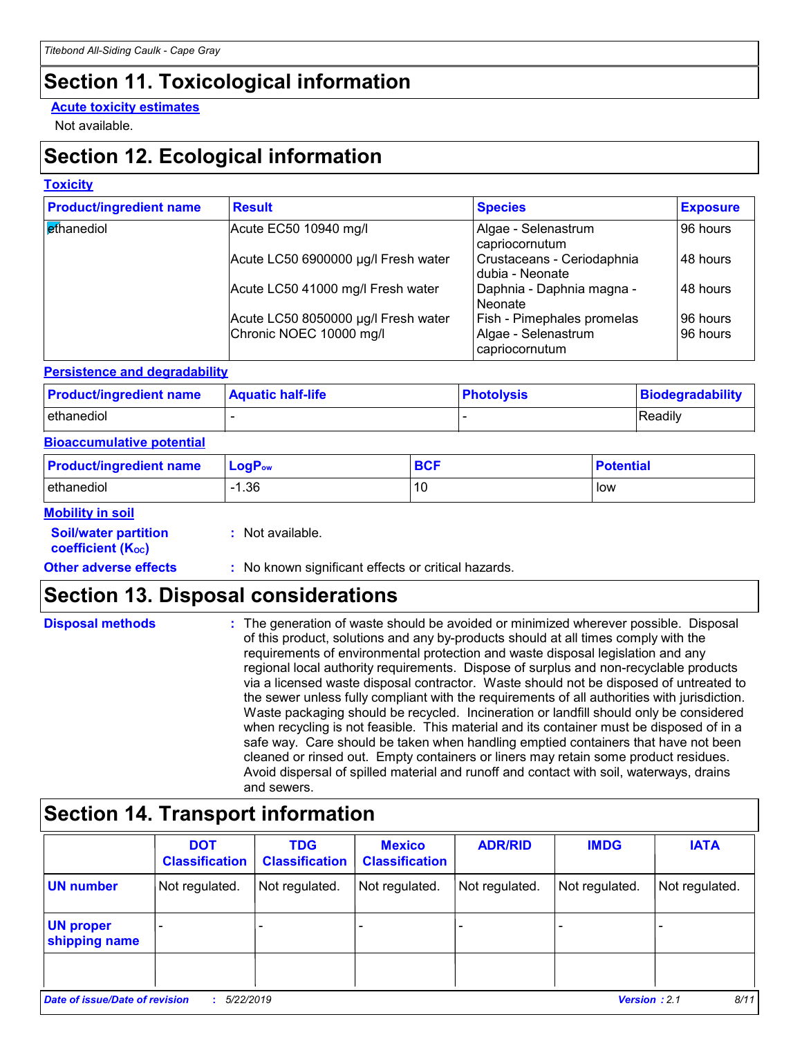## Section 11. Toxicological information

**Acute toxicity estimates**

Not available.

## Section 12. Ecological information

**Toxicity**

| Product/ingredient name | Result | Species | Exposure |
|---|---|---|---|
| ethanediol | Acute EC50 10940 mg/l | Algae - Selenastrum capriocornutum | 96 hours |
| | Acute LC50 6900000 µg/l Fresh water | Crustaceans - Ceriodaphnia dubia - Neonate | 48 hours |
| | Acute LC50 41000 mg/l Fresh water | Daphnia - Daphnia magna - Neonate | 48 hours |
| | Acute LC50 8050000 µg/l Fresh water | Fish - Pimephales promelas | 96 hours |
| | Chronic NOEC 10000 mg/l | Algae - Selenastrum capriocornutum | 96 hours |

**Persistence and degradability**

| Product/ingredient name | Aquatic half-life | Photolysis | Biodegradability |
|---|---|---|---|
| ethanediol | - | - | Readily |

**Bioaccumulative potential**

| Product/ingredient name | $LogP_{ow}$ | BCF | Potential |
|---|---|---|---|
| ethanediol | -1.36 | 10 | low |

**Mobility in soil**

**Soil/water partition coefficient ($K_{OC}$)** : Not available.

**Other adverse effects** : No known significant effects or critical hazards.

## Section 13. Disposal considerations

**Disposal methods** : The generation of waste should be avoided or minimized wherever possible. Disposal of this product, solutions and any by-products should at all times comply with the requirements of environmental protection and waste disposal legislation and any regional local authority requirements. Dispose of surplus and non-recyclable products via a licensed waste disposal contractor. Waste should not be disposed of untreated to the sewer unless fully compliant with the requirements of all authorities with jurisdiction. Waste packaging should be recycled. Incineration or landfill should only be considered when recycling is not feasible. This material and its container must be disposed of in a safe way. Care should be taken when handling emptied containers that have not been cleaned or rinsed out. Empty containers or liners may retain some product residues. Avoid dispersal of spilled material and runoff and contact with soil, waterways, drains and sewers.

## Section 14. Transport information

| | DOT Classification | TDG Classification | Mexico Classification | ADR/RID | IMDG | IATA |
|---|---|---|---|---|---|---|
| UN number | Not regulated. | Not regulated. | Not regulated. | Not regulated. | Not regulated. | Not regulated. |
| UN proper shipping name | - | - | - | - | - | - |
| | | | | | | |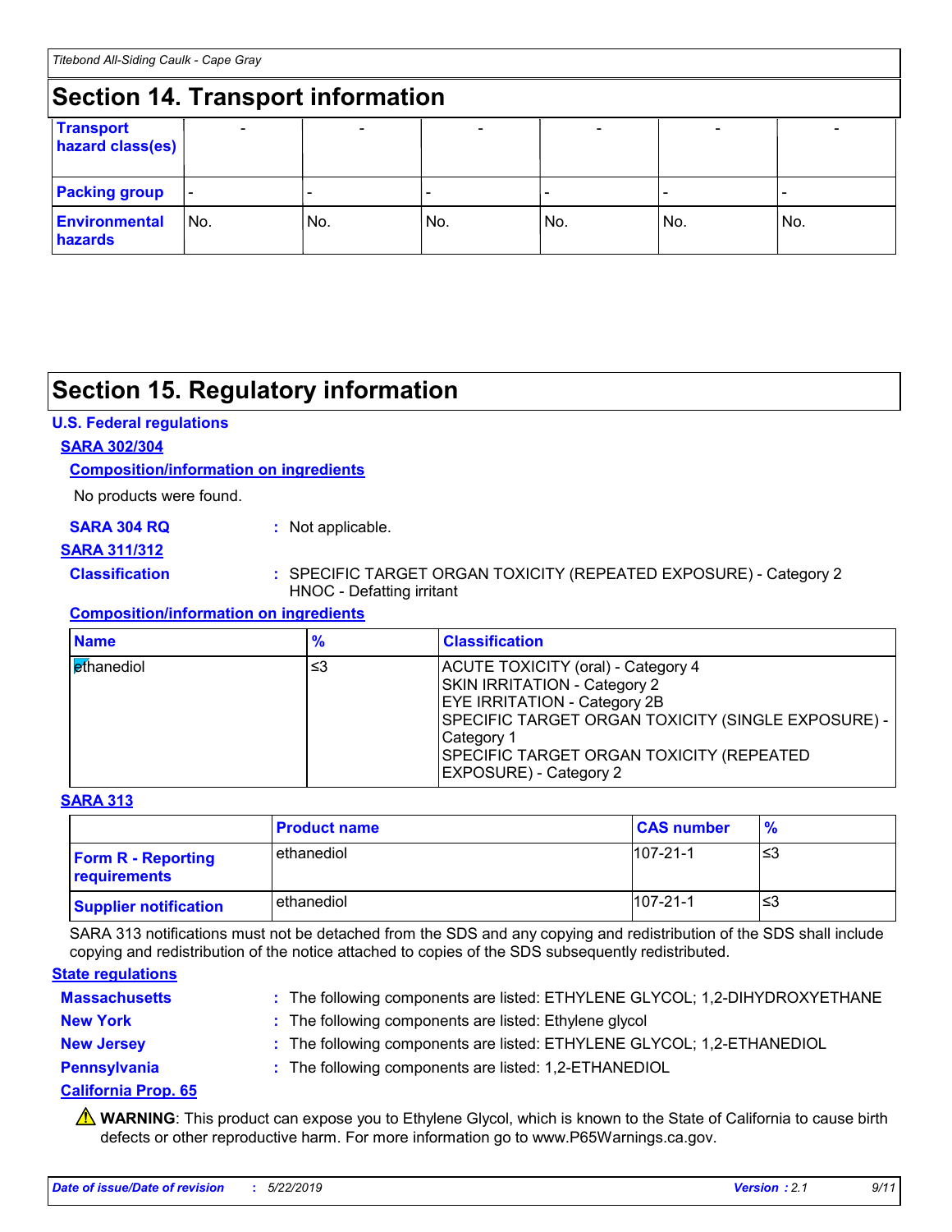## Section 14. Transport information

| Transport hazard class(es) | - | - | - | - | - | - |
|---|---|---|---|---|---|---|
| Packing group | - | - | - | - | - | - |
| Environmental hazards | No. | No. | No. | No. | No. | No. |

## Section 15. Regulatory information

**U.S. Federal regulations**

**SARA 302/304**

**Composition/information on ingredients**

No products were found.

**SARA 304 RQ** : Not applicable.

**SARA 311/312**

**Classification** : SPECIFIC TARGET ORGAN TOXICITY (REPEATED EXPOSURE) - Category 2
HNOC - Defatting irritant

**Composition/information on ingredients**

| Name | % | Classification |
|---|---|---|
| ethanediol | ≤3 | ACUTE TOXICITY (oral) - Category 4<br>SKIN IRRITATION - Category 2<br>EYE IRRITATION - Category 2B<br>SPECIFIC TARGET ORGAN TOXICITY (SINGLE EXPOSURE) - Category 1<br>SPECIFIC TARGET ORGAN TOXICITY (REPEATED EXPOSURE) - Category 2 |

**SARA 313**

| | Product name | CAS number | % |
|---|---|---|---|
| Form R - Reporting requirements | ethanediol | 107-21-1 | ≤3 |
| Supplier notification | ethanediol | 107-21-1 | ≤3 |

SARA 313 notifications must not be detached from the SDS and any copying and redistribution of the SDS shall include copying and redistribution of the notice attached to copies of the SDS subsequently redistributed.

**State regulations**

**Massachusetts** : The following components are listed: ETHYLENE GLYCOL; 1,2-DIHYDROXYETHANE

**New York** : The following components are listed: Ethylene glycol

**New Jersey** : The following components are listed: ETHYLENE GLYCOL; 1,2-ETHANEDIOL

**Pennsylvania** : The following components are listed: 1,2-ETHANEDIOL

**California Prop. 65**

⚠ **WARNING**: This product can expose you to Ethylene Glycol, which is known to the State of California to cause birth defects or other reproductive harm. For more information go to www.P65Warnings.ca.gov.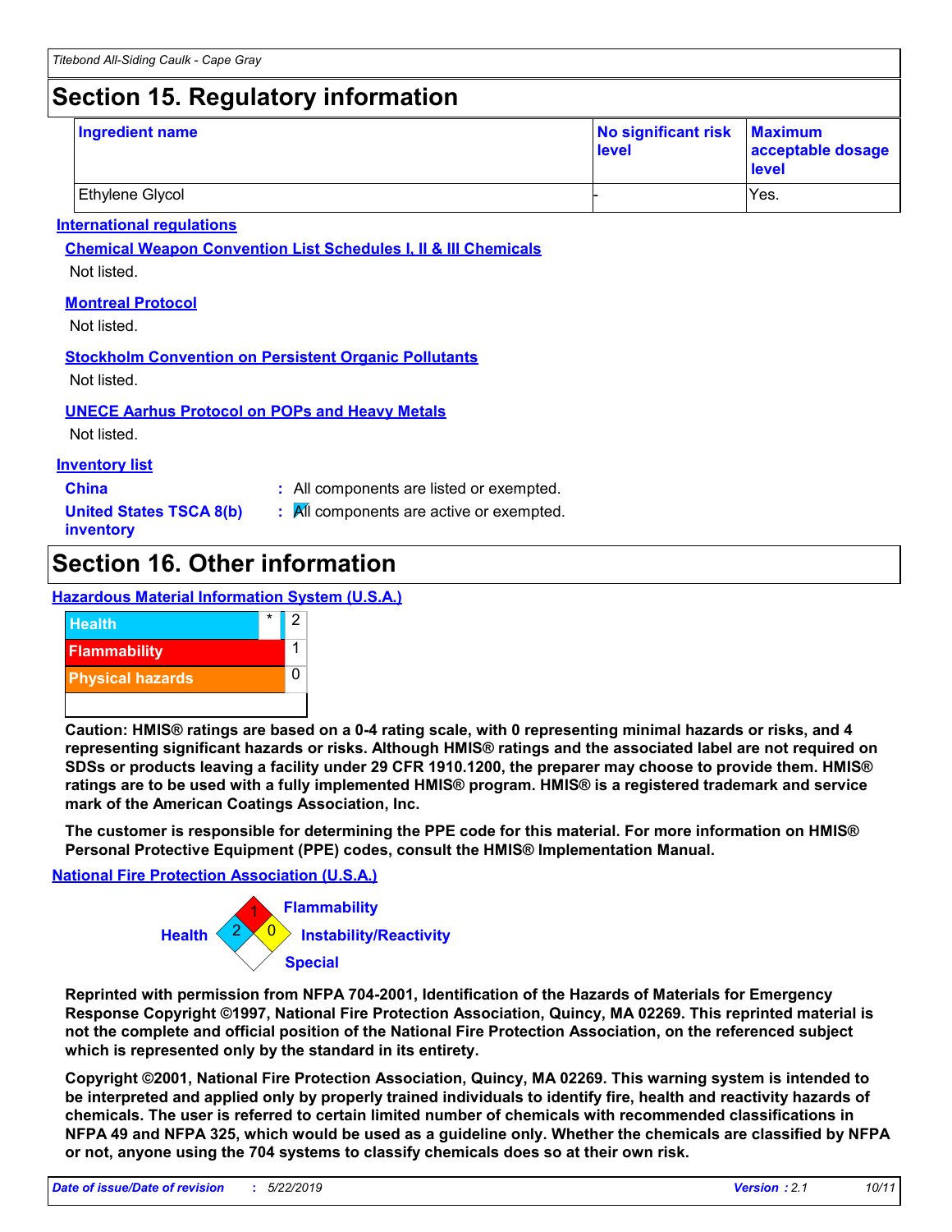## Section 15. Regulatory information

| Ingredient name | No significant risk level | Maximum acceptable dosage level |
|---|---|---|
| Ethylene Glycol | - | Yes. |

### International regulations

**Chemical Weapon Convention List Schedules I, II & III Chemicals**

Not listed.

**Montreal Protocol**

Not listed.

**Stockholm Convention on Persistent Organic Pollutants**

Not listed.

**UNECE Aarhus Protocol on POPs and Heavy Metals**

Not listed.

### Inventory list

**China** : All components are listed or exempted.

**United States TSCA 8(b) inventory** : All components are active or exempted.

## Section 16. Other information

### Hazardous Material Information System (U.S.A.)

| | | |
|---|---|---|
| Health | * | 2 |
| Flammability | | 1 |
| Physical hazards | | 0 |

**Caution: HMIS® ratings are based on a 0-4 rating scale, with 0 representing minimal hazards or risks, and 4 representing significant hazards or risks. Although HMIS® ratings and the associated label are not required on SDSs or products leaving a facility under 29 CFR 1910.1200, the preparer may choose to provide them. HMIS® ratings are to be used with a fully implemented HMIS® program. HMIS® is a registered trademark and service mark of the American Coatings Association, Inc.**

**The customer is responsible for determining the PPE code for this material. For more information on HMIS® Personal Protective Equipment (PPE) codes, consult the HMIS® Implementation Manual.**

### National Fire Protection Association (U.S.A.)

Health: 2
Flammability: 1
Instability/Reactivity: 0
Special:

**Reprinted with permission from NFPA 704-2001, Identification of the Hazards of Materials for Emergency Response Copyright ©1997, National Fire Protection Association, Quincy, MA 02269. This reprinted material is not the complete and official position of the National Fire Protection Association, on the referenced subject which is represented only by the standard in its entirety.**

**Copyright ©2001, National Fire Protection Association, Quincy, MA 02269. This warning system is intended to be interpreted and applied only by properly trained individuals to identify fire, health and reactivity hazards of chemicals. The user is referred to certain limited number of chemicals with recommended classifications in NFPA 49 and NFPA 325, which would be used as a guideline only. Whether the chemicals are classified by NFPA or not, anyone using the 704 systems to classify chemicals does so at their own risk.**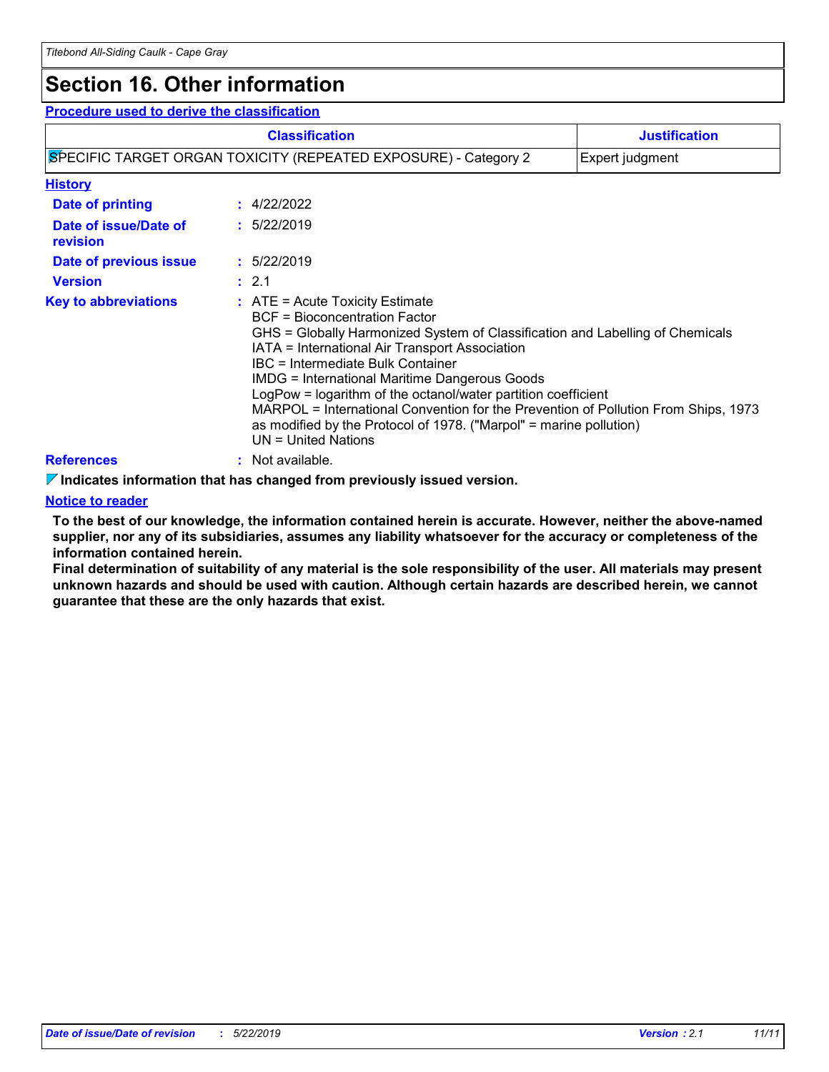# Section 16. Other information

**Procedure used to derive the classification**

| Classification | Justification |
|---|---|
| SPECIFIC TARGET ORGAN TOXICITY (REPEATED EXPOSURE) - Category 2 | Expert judgment |

**History**

**Date of printing** : 4/22/2022

**Date of issue/Date of revision** : 5/22/2019

**Date of previous issue** : 5/22/2019

**Version** : 2.1

**Key to abbreviations** : ATE = Acute Toxicity Estimate
BCF = Bioconcentration Factor
GHS = Globally Harmonized System of Classification and Labelling of Chemicals
IATA = International Air Transport Association
IBC = Intermediate Bulk Container
IMDG = International Maritime Dangerous Goods
LogPow = logarithm of the octanol/water partition coefficient
MARPOL = International Convention for the Prevention of Pollution From Ships, 1973 as modified by the Protocol of 1978. ("Marpol" = marine pollution)
UN = United Nations

**References** : Not available.

**Indicates information that has changed from previously issued version.**

**Notice to reader**

**To the best of our knowledge, the information contained herein is accurate. However, neither the above-named supplier, nor any of its subsidiaries, assumes any liability whatsoever for the accuracy or completeness of the information contained herein.**

**Final determination of suitability of any material is the sole responsibility of the user. All materials may present unknown hazards and should be used with caution. Although certain hazards are described herein, we cannot guarantee that these are the only hazards that exist.**